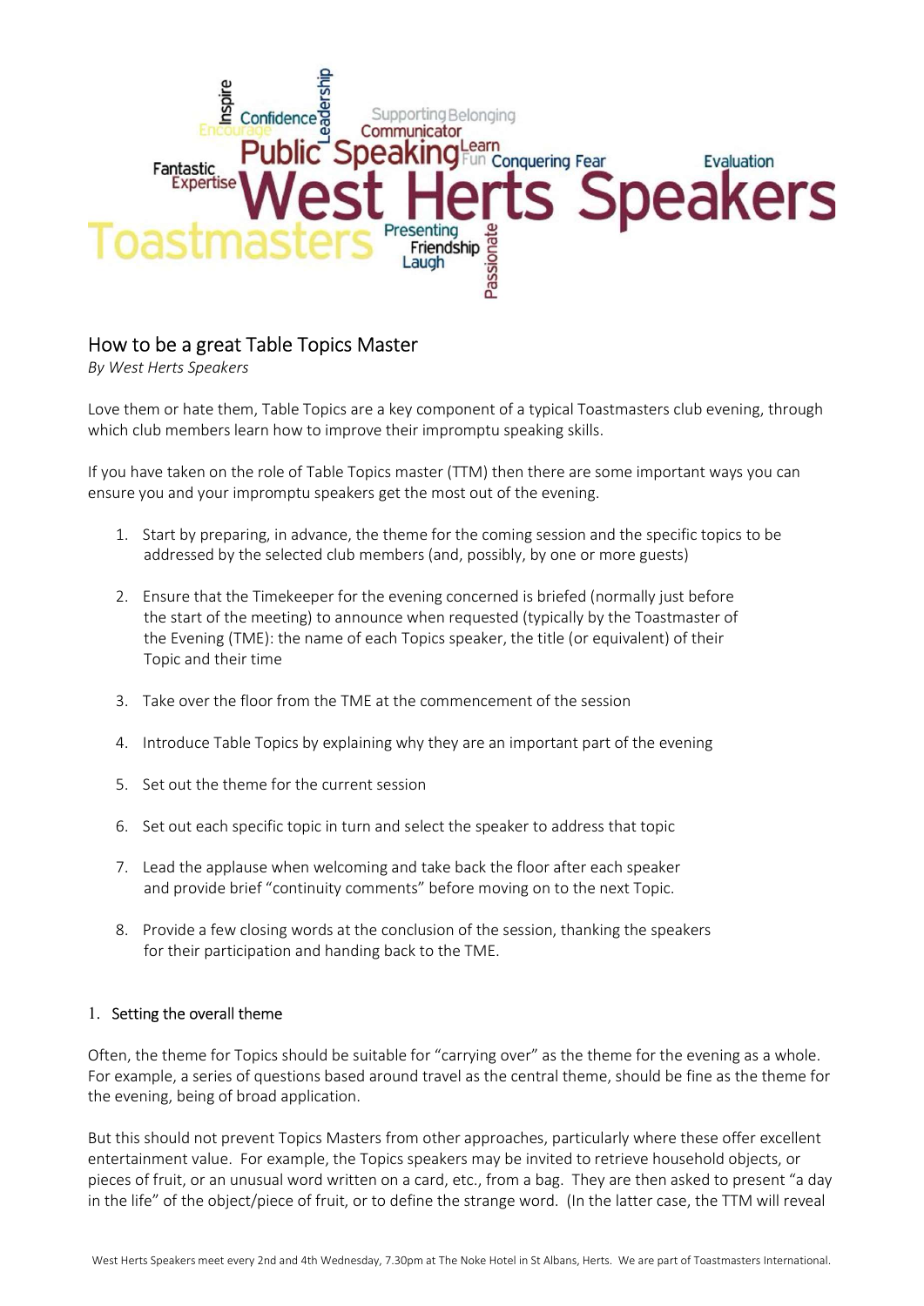## How to be a great Table Topics Master

*By West Herts Speakers*

Love them or hate them, Table Topics are a key component of a typical Toastmasters club evening, through which club members learn how to improve their impromptu speaking skills.

If you have taken on the role of Table Topics master (TTM) then there are some important ways you can ensure you and your impromptu speakers get the most out of the evening.

1. Start by preparing, in advance, the theme for the coming session and the specific topics to be addressed by the selected club members (and, possibly, by one or more guests)
2. Ensure that the Timekeeper for the evening concerned is briefed (normally just before the start of the meeting) to announce when requested (typically by the Toastmaster of the Evening (TME): the name of each Topics speaker, the title (or equivalent) of their Topic and their time
3. Take over the floor from the TME at the commencement of the session
4. Introduce Table Topics by explaining why they are an important part of the evening
5. Set out the theme for the current session
6. Set out each specific topic in turn and select the speaker to address that topic
7. Lead the applause when welcoming and take back the floor after each speaker and provide brief "continuity comments" before moving on to the next Topic.
8. Provide a few closing words at the conclusion of the session, thanking the speakers for their participation and handing back to the TME.

### 1. Setting the overall theme

Often, the theme for Topics should be suitable for "carrying over" as the theme for the evening as a whole. For example, a series of questions based around travel as the central theme, should be fine as the theme for the evening, being of broad application.

But this should not prevent Topics Masters from other approaches, particularly where these offer excellent entertainment value. For example, the Topics speakers may be invited to retrieve household objects, or pieces of fruit, or an unusual word written on a card, etc., from a bag. They are then asked to present "a day in the life" of the object/piece of fruit, or to define the strange word. (In the latter case, the TTM will reveal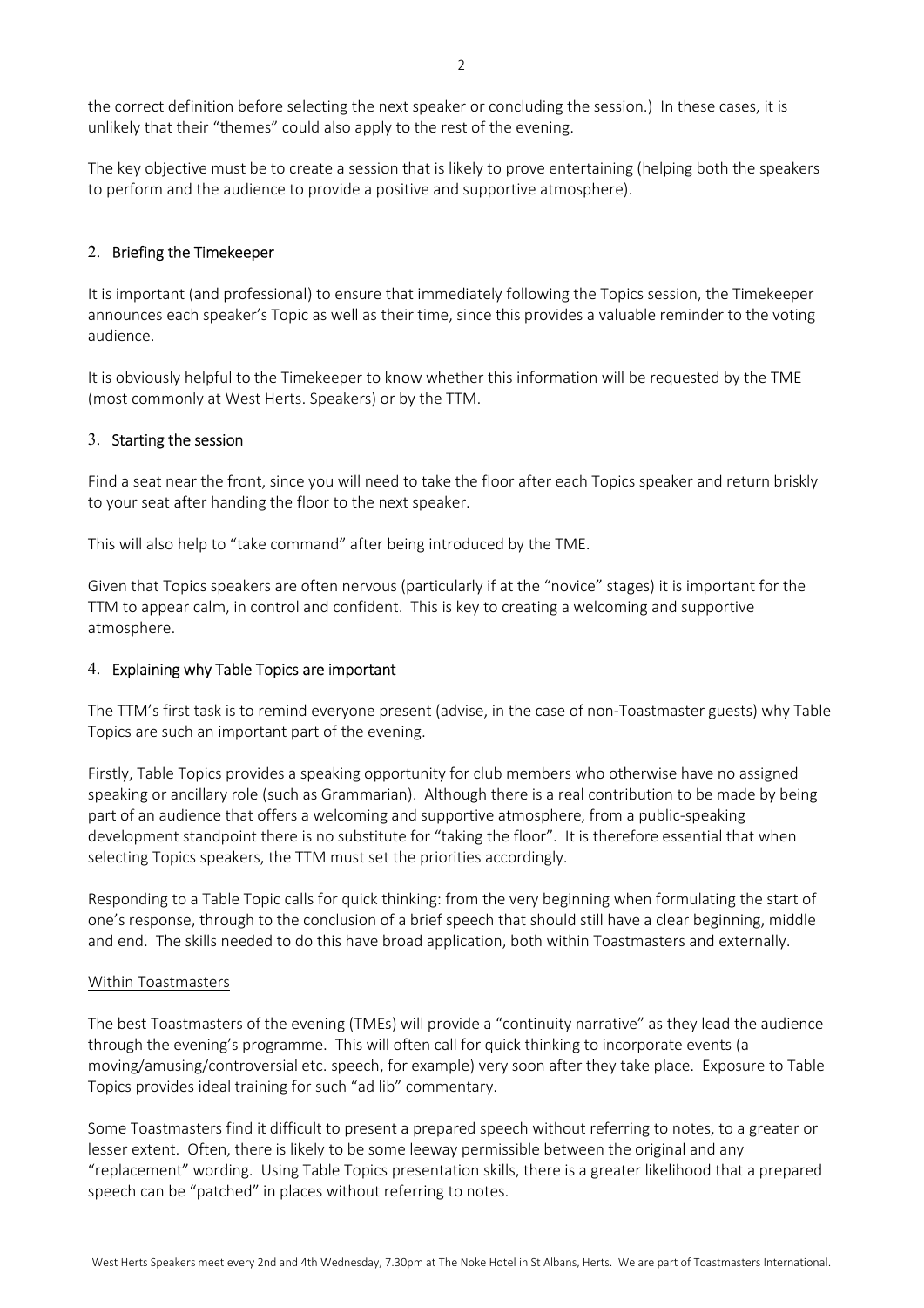the correct definition before selecting the next speaker or concluding the session.) In these cases, it is unlikely that their "themes" could also apply to the rest of the evening.

The key objective must be to create a session that is likely to prove entertaining (helping both the speakers to perform and the audience to provide a positive and supportive atmosphere).

## 2. Briefing the Timekeeper

It is important (and professional) to ensure that immediately following the Topics session, the Timekeeper announces each speaker's Topic as well as their time, since this provides a valuable reminder to the voting audience.

It is obviously helpful to the Timekeeper to know whether this information will be requested by the TME (most commonly at West Herts. Speakers) or by the TTM.

## 3. Starting the session

Find a seat near the front, since you will need to take the floor after each Topics speaker and return briskly to your seat after handing the floor to the next speaker.

This will also help to "take command" after being introduced by the TME.

Given that Topics speakers are often nervous (particularly if at the "novice" stages) it is important for the TTM to appear calm, in control and confident. This is key to creating a welcoming and supportive atmosphere.

## 4. Explaining why Table Topics are important

The TTM's first task is to remind everyone present (advise, in the case of non-Toastmaster guests) why Table Topics are such an important part of the evening.

Firstly, Table Topics provides a speaking opportunity for club members who otherwise have no assigned speaking or ancillary role (such as Grammarian). Although there is a real contribution to be made by being part of an audience that offers a welcoming and supportive atmosphere, from a public-speaking development standpoint there is no substitute for "taking the floor". It is therefore essential that when selecting Topics speakers, the TTM must set the priorities accordingly.

Responding to a Table Topic calls for quick thinking: from the very beginning when formulating the start of one's response, through to the conclusion of a brief speech that should still have a clear beginning, middle and end. The skills needed to do this have broad application, both within Toastmasters and externally.

### Within Toastmasters

The best Toastmasters of the evening (TMEs) will provide a "continuity narrative" as they lead the audience through the evening's programme. This will often call for quick thinking to incorporate events (a moving/amusing/controversial etc. speech, for example) very soon after they take place. Exposure to Table Topics provides ideal training for such "ad lib" commentary.

Some Toastmasters find it difficult to present a prepared speech without referring to notes, to a greater or lesser extent. Often, there is likely to be some leeway permissible between the original and any "replacement" wording. Using Table Topics presentation skills, there is a greater likelihood that a prepared speech can be "patched" in places without referring to notes.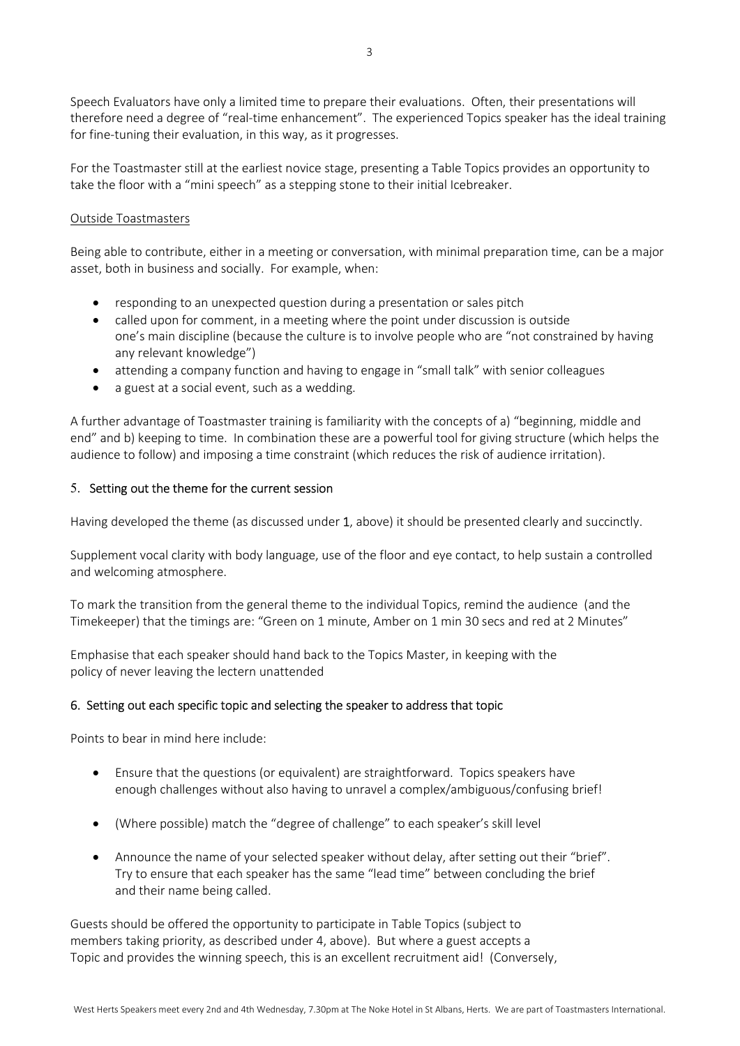Speech Evaluators have only a limited time to prepare their evaluations. Often, their presentations will therefore need a degree of "real-time enhancement". The experienced Topics speaker has the ideal training for fine-tuning their evaluation, in this way, as it progresses.

For the Toastmaster still at the earliest novice stage, presenting a Table Topics provides an opportunity to take the floor with a "mini speech" as a stepping stone to their initial Icebreaker.

Outside Toastmasters

Being able to contribute, either in a meeting or conversation, with minimal preparation time, can be a major asset, both in business and socially. For example, when:

- responding to an unexpected question during a presentation or sales pitch
- called upon for comment, in a meeting where the point under discussion is outside one's main discipline (because the culture is to involve people who are "not constrained by having any relevant knowledge")
- attending a company function and having to engage in "small talk" with senior colleagues
- a guest at a social event, such as a wedding.

A further advantage of Toastmaster training is familiarity with the concepts of a) "beginning, middle and end" and b) keeping to time. In combination these are a powerful tool for giving structure (which helps the audience to follow) and imposing a time constraint (which reduces the risk of audience irritation).

### 5. Setting out the theme for the current session

Having developed the theme (as discussed under 1, above) it should be presented clearly and succinctly.

Supplement vocal clarity with body language, use of the floor and eye contact, to help sustain a controlled and welcoming atmosphere.

To mark the transition from the general theme to the individual Topics, remind the audience (and the Timekeeper) that the timings are: "Green on 1 minute, Amber on 1 min 30 secs and red at 2 Minutes"

Emphasise that each speaker should hand back to the Topics Master, in keeping with the policy of never leaving the lectern unattended

### 6. Setting out each specific topic and selecting the speaker to address that topic

Points to bear in mind here include:

- Ensure that the questions (or equivalent) are straightforward. Topics speakers have enough challenges without also having to unravel a complex/ambiguous/confusing brief!
- (Where possible) match the "degree of challenge" to each speaker's skill level
- Announce the name of your selected speaker without delay, after setting out their "brief". Try to ensure that each speaker has the same "lead time" between concluding the brief and their name being called.

Guests should be offered the opportunity to participate in Table Topics (subject to members taking priority, as described under 4, above). But where a guest accepts a Topic and provides the winning speech, this is an excellent recruitment aid! (Conversely,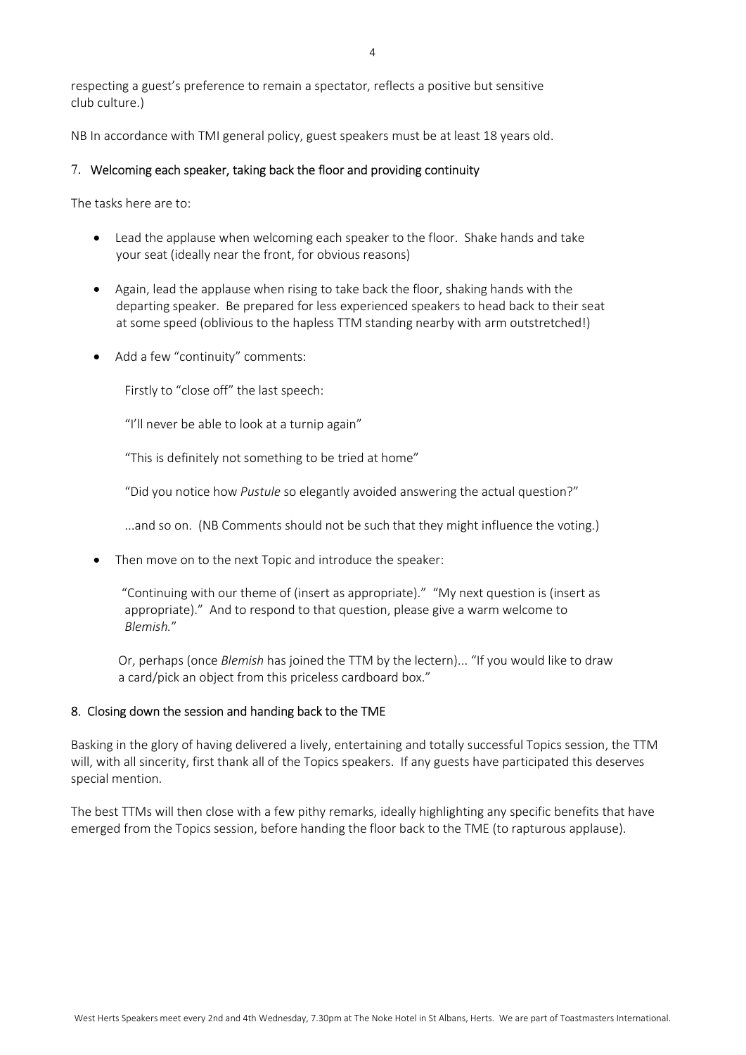respecting a guest's preference to remain a spectator, reflects a positive but sensitive club culture.)

NB In accordance with TMI general policy, guest speakers must be at least 18 years old.

## 7. Welcoming each speaker, taking back the floor and providing continuity

The tasks here are to:

- Lead the applause when welcoming each speaker to the floor. Shake hands and take your seat (ideally near the front, for obvious reasons)

- Again, lead the applause when rising to take back the floor, shaking hands with the departing speaker. Be prepared for less experienced speakers to head back to their seat at some speed (oblivious to the hapless TTM standing nearby with arm outstretched!)

- Add a few "continuity" comments:

  Firstly to "close off" the last speech:

  "I'll never be able to look at a turnip again"

  "This is definitely not something to be tried at home"

  "Did you notice how *Pustule* so elegantly avoided answering the actual question?"

  ...and so on. (NB Comments should not be such that they might influence the voting.)

- Then move on to the next Topic and introduce the speaker:

  "Continuing with our theme of (insert as appropriate)." "My next question is (insert as appropriate)." And to respond to that question, please give a warm welcome to *Blemish.*"

  Or, perhaps (once *Blemish* has joined the TTM by the lectern)... "If you would like to draw a card/pick an object from this priceless cardboard box."

## 8. Closing down the session and handing back to the TME

Basking in the glory of having delivered a lively, entertaining and totally successful Topics session, the TTM will, with all sincerity, first thank all of the Topics speakers. If any guests have participated this deserves special mention.

The best TTMs will then close with a few pithy remarks, ideally highlighting any specific benefits that have emerged from the Topics session, before handing the floor back to the TME (to rapturous applause).

West Herts Speakers meet every 2nd and 4th Wednesday, 7.30pm at The Noke Hotel in St Albans, Herts. We are part of Toastmasters International.